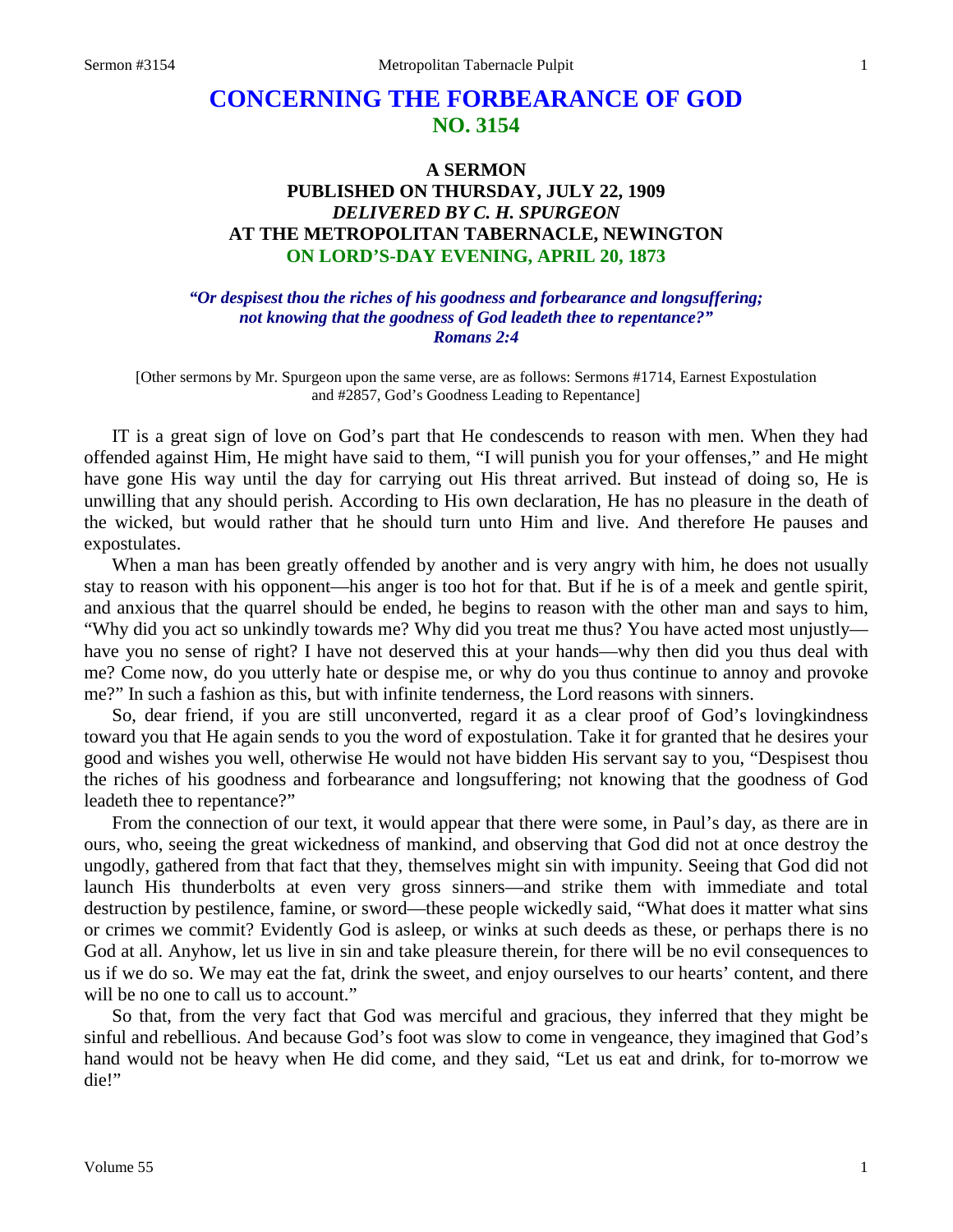# CONCERNING THE FORBEARANCE OF GOD
## NO. 3154

### A SERMON
### PUBLISHED ON THURSDAY, JULY 22, 1909
### *DELIVERED BY C. H. SPURGEON*
### AT THE METROPOLITAN TABERNACLE, NEWINGTON
### ON LORD'S-DAY EVENING, APRIL 20, 1873

*"Or despisest thou the riches of his goodness and forbearance and longsuffering; not knowing that the goodness of God leadeth thee to repentance?"*
*Romans 2:4*

[Other sermons by Mr. Spurgeon upon the same verse, are as follows: Sermons #1714, Earnest Expostulation and #2857, God's Goodness Leading to Repentance]

IT is a great sign of love on God's part that He condescends to reason with men. When they had offended against Him, He might have said to them, "I will punish you for your offenses," and He might have gone His way until the day for carrying out His threat arrived. But instead of doing so, He is unwilling that any should perish. According to His own declaration, He has no pleasure in the death of the wicked, but would rather that he should turn unto Him and live. And therefore He pauses and expostulates.

When a man has been greatly offended by another and is very angry with him, he does not usually stay to reason with his opponent—his anger is too hot for that. But if he is of a meek and gentle spirit, and anxious that the quarrel should be ended, he begins to reason with the other man and says to him, "Why did you act so unkindly towards me? Why did you treat me thus? You have acted most unjustly—have you no sense of right? I have not deserved this at your hands—why then did you thus deal with me? Come now, do you utterly hate or despise me, or why do you thus continue to annoy and provoke me?" In such a fashion as this, but with infinite tenderness, the Lord reasons with sinners.

So, dear friend, if you are still unconverted, regard it as a clear proof of God's lovingkindness toward you that He again sends to you the word of expostulation. Take it for granted that he desires your good and wishes you well, otherwise He would not have bidden His servant say to you, "Despisest thou the riches of his goodness and forbearance and longsuffering; not knowing that the goodness of God leadeth thee to repentance?"

From the connection of our text, it would appear that there were some, in Paul's day, as there are in ours, who, seeing the great wickedness of mankind, and observing that God did not at once destroy the ungodly, gathered from that fact that they, themselves might sin with impunity. Seeing that God did not launch His thunderbolts at even very gross sinners—and strike them with immediate and total destruction by pestilence, famine, or sword—these people wickedly said, "What does it matter what sins or crimes we commit? Evidently God is asleep, or winks at such deeds as these, or perhaps there is no God at all. Anyhow, let us live in sin and take pleasure therein, for there will be no evil consequences to us if we do so. We may eat the fat, drink the sweet, and enjoy ourselves to our hearts' content, and there will be no one to call us to account."

So that, from the very fact that God was merciful and gracious, they inferred that they might be sinful and rebellious. And because God's foot was slow to come in vengeance, they imagined that God's hand would not be heavy when He did come, and they said, "Let us eat and drink, for to-morrow we die!"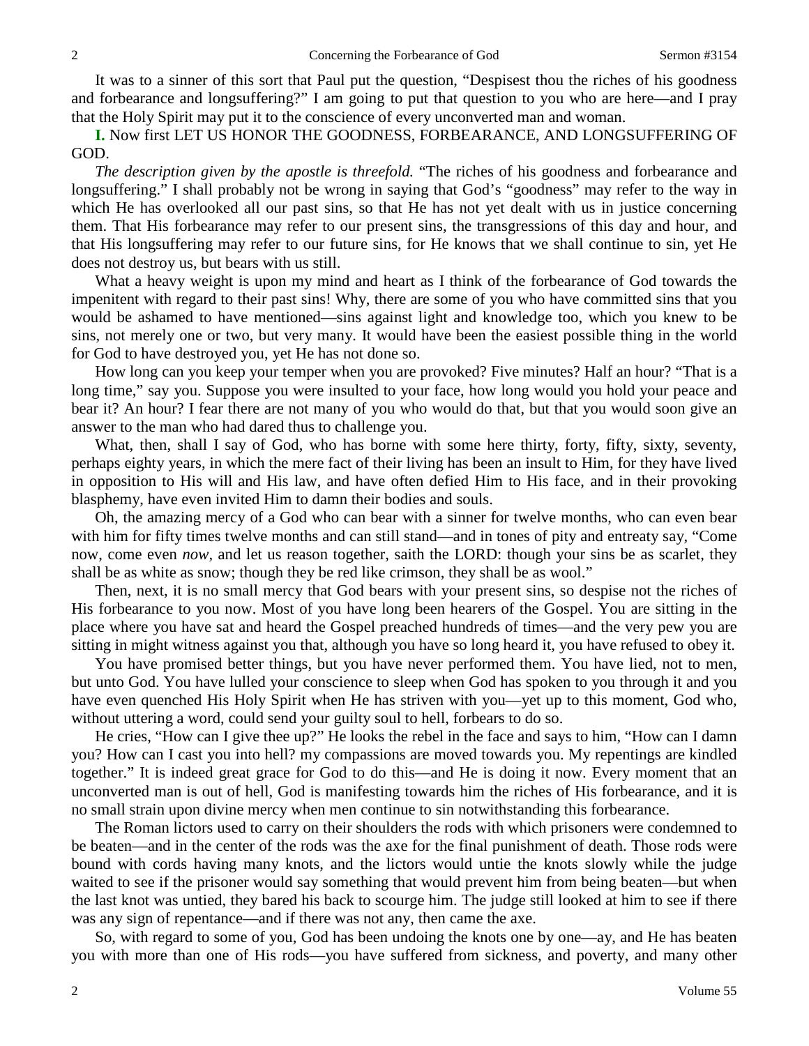It was to a sinner of this sort that Paul put the question, "Despisest thou the riches of his goodness and forbearance and longsuffering?" I am going to put that question to you who are here—and I pray that the Holy Spirit may put it to the conscience of every unconverted man and woman.

**I.** Now first LET US HONOR THE GOODNESS, FORBEARANCE, AND LONGSUFFERING OF GOD.

*The description given by the apostle is threefold.* "The riches of his goodness and forbearance and longsuffering." I shall probably not be wrong in saying that God's "goodness" may refer to the way in which He has overlooked all our past sins, so that He has not yet dealt with us in justice concerning them. That His forbearance may refer to our present sins, the transgressions of this day and hour, and that His longsuffering may refer to our future sins, for He knows that we shall continue to sin, yet He does not destroy us, but bears with us still.

What a heavy weight is upon my mind and heart as I think of the forbearance of God towards the impenitent with regard to their past sins! Why, there are some of you who have committed sins that you would be ashamed to have mentioned—sins against light and knowledge too, which you knew to be sins, not merely one or two, but very many. It would have been the easiest possible thing in the world for God to have destroyed you, yet He has not done so.

How long can you keep your temper when you are provoked? Five minutes? Half an hour? "That is a long time," say you. Suppose you were insulted to your face, how long would you hold your peace and bear it? An hour? I fear there are not many of you who would do that, but that you would soon give an answer to the man who had dared thus to challenge you.

What, then, shall I say of God, who has borne with some here thirty, forty, fifty, sixty, seventy, perhaps eighty years, in which the mere fact of their living has been an insult to Him, for they have lived in opposition to His will and His law, and have often defied Him to His face, and in their provoking blasphemy, have even invited Him to damn their bodies and souls.

Oh, the amazing mercy of a God who can bear with a sinner for twelve months, who can even bear with him for fifty times twelve months and can still stand—and in tones of pity and entreaty say, "Come now, come even *now*, and let us reason together, saith the LORD: though your sins be as scarlet, they shall be as white as snow; though they be red like crimson, they shall be as wool."

Then, next, it is no small mercy that God bears with your present sins, so despise not the riches of His forbearance to you now. Most of you have long been hearers of the Gospel. You are sitting in the place where you have sat and heard the Gospel preached hundreds of times—and the very pew you are sitting in might witness against you that, although you have so long heard it, you have refused to obey it.

You have promised better things, but you have never performed them. You have lied, not to men, but unto God. You have lulled your conscience to sleep when God has spoken to you through it and you have even quenched His Holy Spirit when He has striven with you—yet up to this moment, God who, without uttering a word, could send your guilty soul to hell, forbears to do so.

He cries, "How can I give thee up?" He looks the rebel in the face and says to him, "How can I damn you? How can I cast you into hell? my compassions are moved towards you. My repentings are kindled together." It is indeed great grace for God to do this—and He is doing it now. Every moment that an unconverted man is out of hell, God is manifesting towards him the riches of His forbearance, and it is no small strain upon divine mercy when men continue to sin notwithstanding this forbearance.

The Roman lictors used to carry on their shoulders the rods with which prisoners were condemned to be beaten—and in the center of the rods was the axe for the final punishment of death. Those rods were bound with cords having many knots, and the lictors would untie the knots slowly while the judge waited to see if the prisoner would say something that would prevent him from being beaten—but when the last knot was untied, they bared his back to scourge him. The judge still looked at him to see if there was any sign of repentance—and if there was not any, then came the axe.

So, with regard to some of you, God has been undoing the knots one by one—ay, and He has beaten you with more than one of His rods—you have suffered from sickness, and poverty, and many other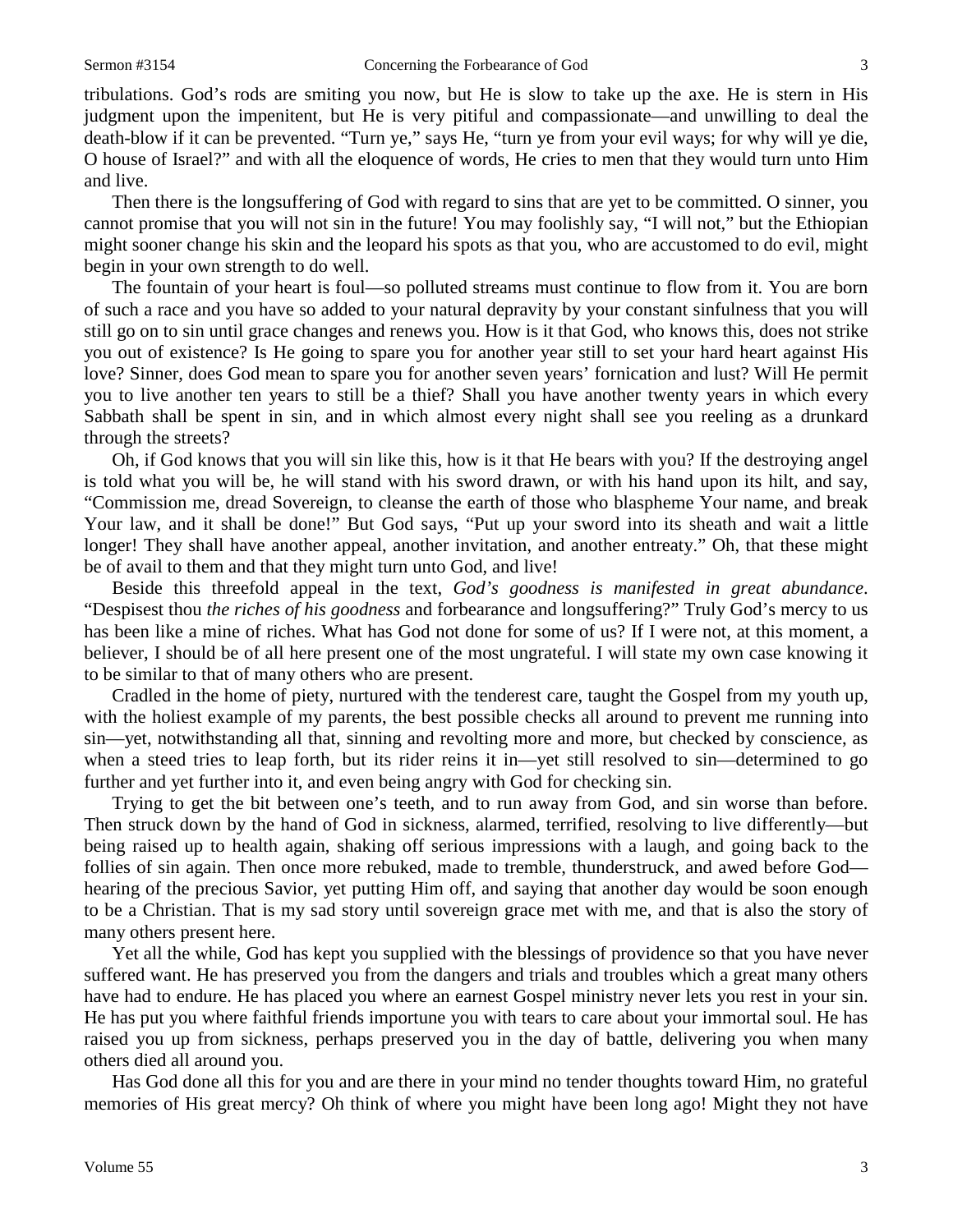tribulations. God's rods are smiting you now, but He is slow to take up the axe. He is stern in His judgment upon the impenitent, but He is very pitiful and compassionate—and unwilling to deal the death-blow if it can be prevented. "Turn ye," says He, "turn ye from your evil ways; for why will ye die, O house of Israel?" and with all the eloquence of words, He cries to men that they would turn unto Him and live.

Then there is the longsuffering of God with regard to sins that are yet to be committed. O sinner, you cannot promise that you will not sin in the future! You may foolishly say, "I will not," but the Ethiopian might sooner change his skin and the leopard his spots as that you, who are accustomed to do evil, might begin in your own strength to do well.

The fountain of your heart is foul—so polluted streams must continue to flow from it. You are born of such a race and you have so added to your natural depravity by your constant sinfulness that you will still go on to sin until grace changes and renews you. How is it that God, who knows this, does not strike you out of existence? Is He going to spare you for another year still to set your hard heart against His love? Sinner, does God mean to spare you for another seven years' fornication and lust? Will He permit you to live another ten years to still be a thief? Shall you have another twenty years in which every Sabbath shall be spent in sin, and in which almost every night shall see you reeling as a drunkard through the streets?

Oh, if God knows that you will sin like this, how is it that He bears with you? If the destroying angel is told what you will be, he will stand with his sword drawn, or with his hand upon its hilt, and say, "Commission me, dread Sovereign, to cleanse the earth of those who blaspheme Your name, and break Your law, and it shall be done!" But God says, "Put up your sword into its sheath and wait a little longer! They shall have another appeal, another invitation, and another entreaty." Oh, that these might be of avail to them and that they might turn unto God, and live!

Beside this threefold appeal in the text, *God's goodness is manifested in great abundance*. "Despisest thou *the riches of his goodness* and forbearance and longsuffering?" Truly God's mercy to us has been like a mine of riches. What has God not done for some of us? If I were not, at this moment, a believer, I should be of all here present one of the most ungrateful. I will state my own case knowing it to be similar to that of many others who are present.

Cradled in the home of piety, nurtured with the tenderest care, taught the Gospel from my youth up, with the holiest example of my parents, the best possible checks all around to prevent me running into sin—yet, notwithstanding all that, sinning and revolting more and more, but checked by conscience, as when a steed tries to leap forth, but its rider reins it in—yet still resolved to sin—determined to go further and yet further into it, and even being angry with God for checking sin.

Trying to get the bit between one's teeth, and to run away from God, and sin worse than before. Then struck down by the hand of God in sickness, alarmed, terrified, resolving to live differently—but being raised up to health again, shaking off serious impressions with a laugh, and going back to the follies of sin again. Then once more rebuked, made to tremble, thunderstruck, and awed before God—hearing of the precious Savior, yet putting Him off, and saying that another day would be soon enough to be a Christian. That is my sad story until sovereign grace met with me, and that is also the story of many others present here.

Yet all the while, God has kept you supplied with the blessings of providence so that you have never suffered want. He has preserved you from the dangers and trials and troubles which a great many others have had to endure. He has placed you where an earnest Gospel ministry never lets you rest in your sin. He has put you where faithful friends importune you with tears to care about your immortal soul. He has raised you up from sickness, perhaps preserved you in the day of battle, delivering you when many others died all around you.

Has God done all this for you and are there in your mind no tender thoughts toward Him, no grateful memories of His great mercy? Oh think of where you might have been long ago! Might they not have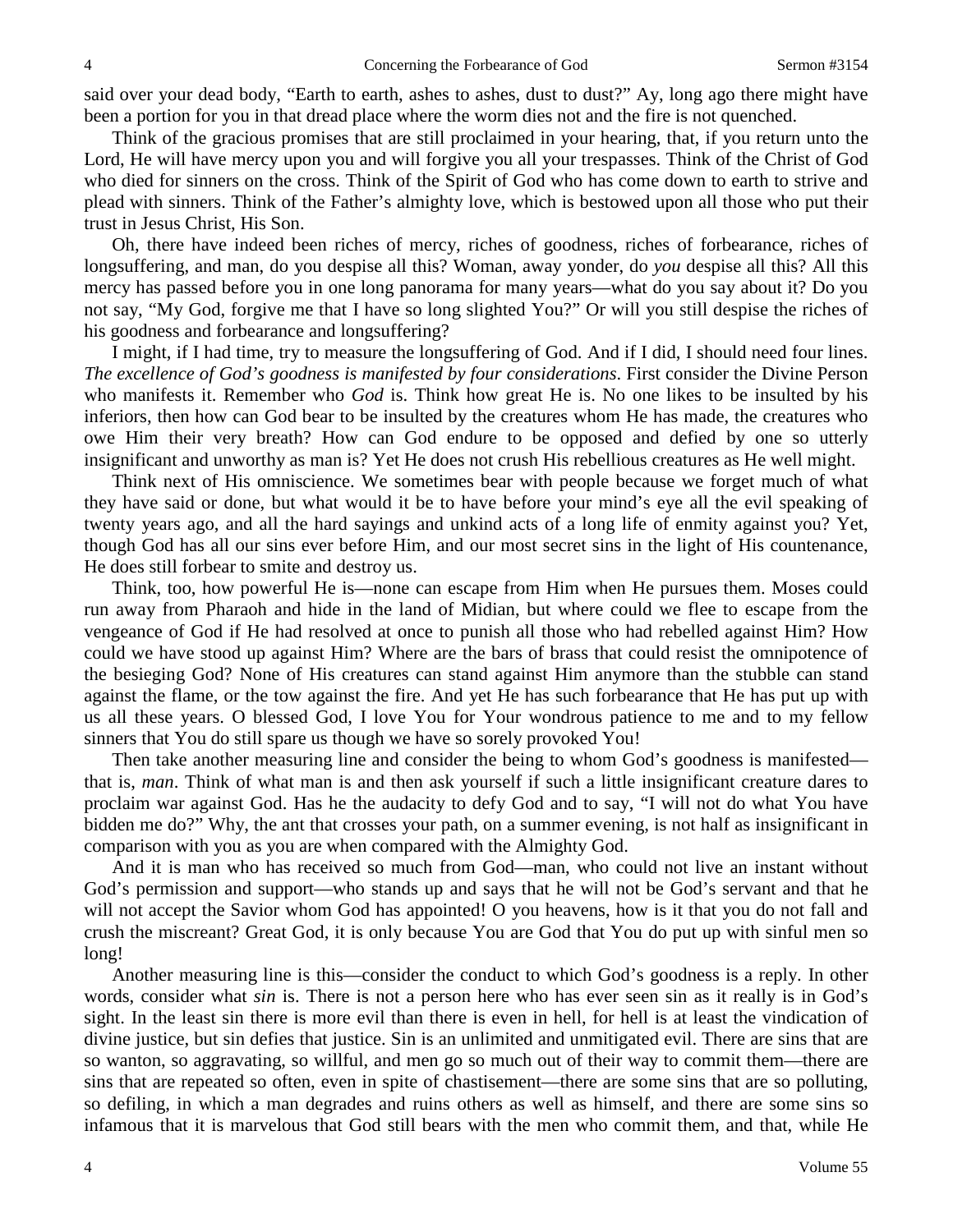said over your dead body, "Earth to earth, ashes to ashes, dust to dust?" Ay, long ago there might have been a portion for you in that dread place where the worm dies not and the fire is not quenched.

Think of the gracious promises that are still proclaimed in your hearing, that, if you return unto the Lord, He will have mercy upon you and will forgive you all your trespasses. Think of the Christ of God who died for sinners on the cross. Think of the Spirit of God who has come down to earth to strive and plead with sinners. Think of the Father's almighty love, which is bestowed upon all those who put their trust in Jesus Christ, His Son.

Oh, there have indeed been riches of mercy, riches of goodness, riches of forbearance, riches of longsuffering, and man, do you despise all this? Woman, away yonder, do *you* despise all this? All this mercy has passed before you in one long panorama for many years—what do you say about it? Do you not say, "My God, forgive me that I have so long slighted You?" Or will you still despise the riches of his goodness and forbearance and longsuffering?

I might, if I had time, try to measure the longsuffering of God. And if I did, I should need four lines. *The excellence of God's goodness is manifested by four considerations*. First consider the Divine Person who manifests it. Remember who *God* is. Think how great He is. No one likes to be insulted by his inferiors, then how can God bear to be insulted by the creatures whom He has made, the creatures who owe Him their very breath? How can God endure to be opposed and defied by one so utterly insignificant and unworthy as man is? Yet He does not crush His rebellious creatures as He well might.

Think next of His omniscience. We sometimes bear with people because we forget much of what they have said or done, but what would it be to have before your mind's eye all the evil speaking of twenty years ago, and all the hard sayings and unkind acts of a long life of enmity against you? Yet, though God has all our sins ever before Him, and our most secret sins in the light of His countenance, He does still forbear to smite and destroy us.

Think, too, how powerful He is—none can escape from Him when He pursues them. Moses could run away from Pharaoh and hide in the land of Midian, but where could we flee to escape from the vengeance of God if He had resolved at once to punish all those who had rebelled against Him? How could we have stood up against Him? Where are the bars of brass that could resist the omnipotence of the besieging God? None of His creatures can stand against Him anymore than the stubble can stand against the flame, or the tow against the fire. And yet He has such forbearance that He has put up with us all these years. O blessed God, I love You for Your wondrous patience to me and to my fellow sinners that You do still spare us though we have so sorely provoked You!

Then take another measuring line and consider the being to whom God's goodness is manifested—that is, *man*. Think of what man is and then ask yourself if such a little insignificant creature dares to proclaim war against God. Has he the audacity to defy God and to say, "I will not do what You have bidden me do?" Why, the ant that crosses your path, on a summer evening, is not half as insignificant in comparison with you as you are when compared with the Almighty God.

And it is man who has received so much from God—man, who could not live an instant without God's permission and support—who stands up and says that he will not be God's servant and that he will not accept the Savior whom God has appointed! O you heavens, how is it that you do not fall and crush the miscreant? Great God, it is only because You are God that You do put up with sinful men so long!

Another measuring line is this—consider the conduct to which God's goodness is a reply. In other words, consider what *sin* is. There is not a person here who has ever seen sin as it really is in God's sight. In the least sin there is more evil than there is even in hell, for hell is at least the vindication of divine justice, but sin defies that justice. Sin is an unlimited and unmitigated evil. There are sins that are so wanton, so aggravating, so willful, and men go so much out of their way to commit them—there are sins that are repeated so often, even in spite of chastisement—there are some sins that are so polluting, so defiling, in which a man degrades and ruins others as well as himself, and there are some sins so infamous that it is marvelous that God still bears with the men who commit them, and that, while He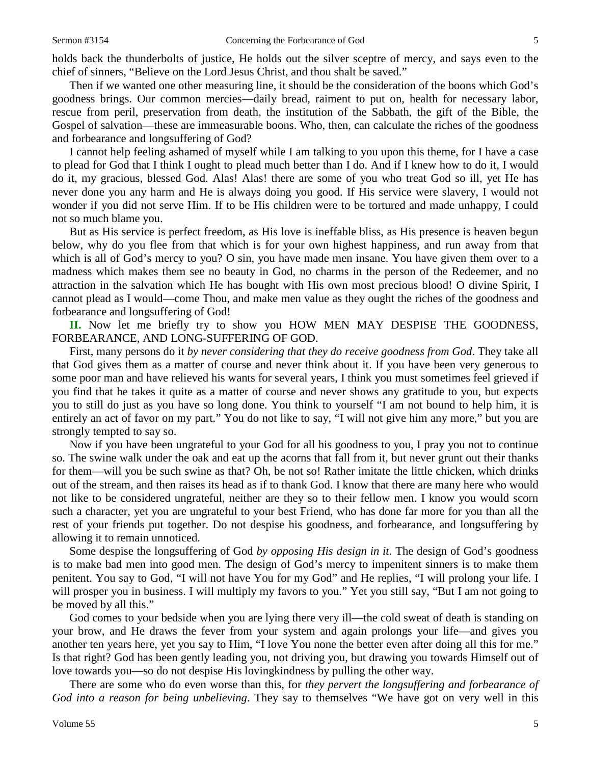holds back the thunderbolts of justice, He holds out the silver sceptre of mercy, and says even to the chief of sinners, "Believe on the Lord Jesus Christ, and thou shalt be saved."

Then if we wanted one other measuring line, it should be the consideration of the boons which God's goodness brings. Our common mercies—daily bread, raiment to put on, health for necessary labor, rescue from peril, preservation from death, the institution of the Sabbath, the gift of the Bible, the Gospel of salvation—these are immeasurable boons. Who, then, can calculate the riches of the goodness and forbearance and longsuffering of God?

I cannot help feeling ashamed of myself while I am talking to you upon this theme, for I have a case to plead for God that I think I ought to plead much better than I do. And if I knew how to do it, I would do it, my gracious, blessed God. Alas! Alas! there are some of you who treat God so ill, yet He has never done you any harm and He is always doing you good. If His service were slavery, I would not wonder if you did not serve Him. If to be His children were to be tortured and made unhappy, I could not so much blame you.

But as His service is perfect freedom, as His love is ineffable bliss, as His presence is heaven begun below, why do you flee from that which is for your own highest happiness, and run away from that which is all of God's mercy to you? O sin, you have made men insane. You have given them over to a madness which makes them see no beauty in God, no charms in the person of the Redeemer, and no attraction in the salvation which He has bought with His own most precious blood! O divine Spirit, I cannot plead as I would—come Thou, and make men value as they ought the riches of the goodness and forbearance and longsuffering of God!

**II.** Now let me briefly try to show you HOW MEN MAY DESPISE THE GOODNESS, FORBEARANCE, AND LONG-SUFFERING OF GOD.

First, many persons do it *by never considering that they do receive goodness from God*. They take all that God gives them as a matter of course and never think about it. If you have been very generous to some poor man and have relieved his wants for several years, I think you must sometimes feel grieved if you find that he takes it quite as a matter of course and never shows any gratitude to you, but expects you to still do just as you have so long done. You think to yourself "I am not bound to help him, it is entirely an act of favor on my part." You do not like to say, "I will not give him any more," but you are strongly tempted to say so.

Now if you have been ungrateful to your God for all his goodness to you, I pray you not to continue so. The swine walk under the oak and eat up the acorns that fall from it, but never grunt out their thanks for them—will you be such swine as that? Oh, be not so! Rather imitate the little chicken, which drinks out of the stream, and then raises its head as if to thank God. I know that there are many here who would not like to be considered ungrateful, neither are they so to their fellow men. I know you would scorn such a character, yet you are ungrateful to your best Friend, who has done far more for you than all the rest of your friends put together. Do not despise his goodness, and forbearance, and longsuffering by allowing it to remain unnoticed.

Some despise the longsuffering of God *by opposing His design in it*. The design of God's goodness is to make bad men into good men. The design of God's mercy to impenitent sinners is to make them penitent. You say to God, "I will not have You for my God" and He replies, "I will prolong your life. I will prosper you in business. I will multiply my favors to you." Yet you still say, "But I am not going to be moved by all this."

God comes to your bedside when you are lying there very ill—the cold sweat of death is standing on your brow, and He draws the fever from your system and again prolongs your life—and gives you another ten years here, yet you say to Him, "I love You none the better even after doing all this for me." Is that right? God has been gently leading you, not driving you, but drawing you towards Himself out of love towards you—so do not despise His lovingkindness by pulling the other way.

There are some who do even worse than this, for *they pervert the longsuffering and forbearance of God into a reason for being unbelieving*. They say to themselves "We have got on very well in this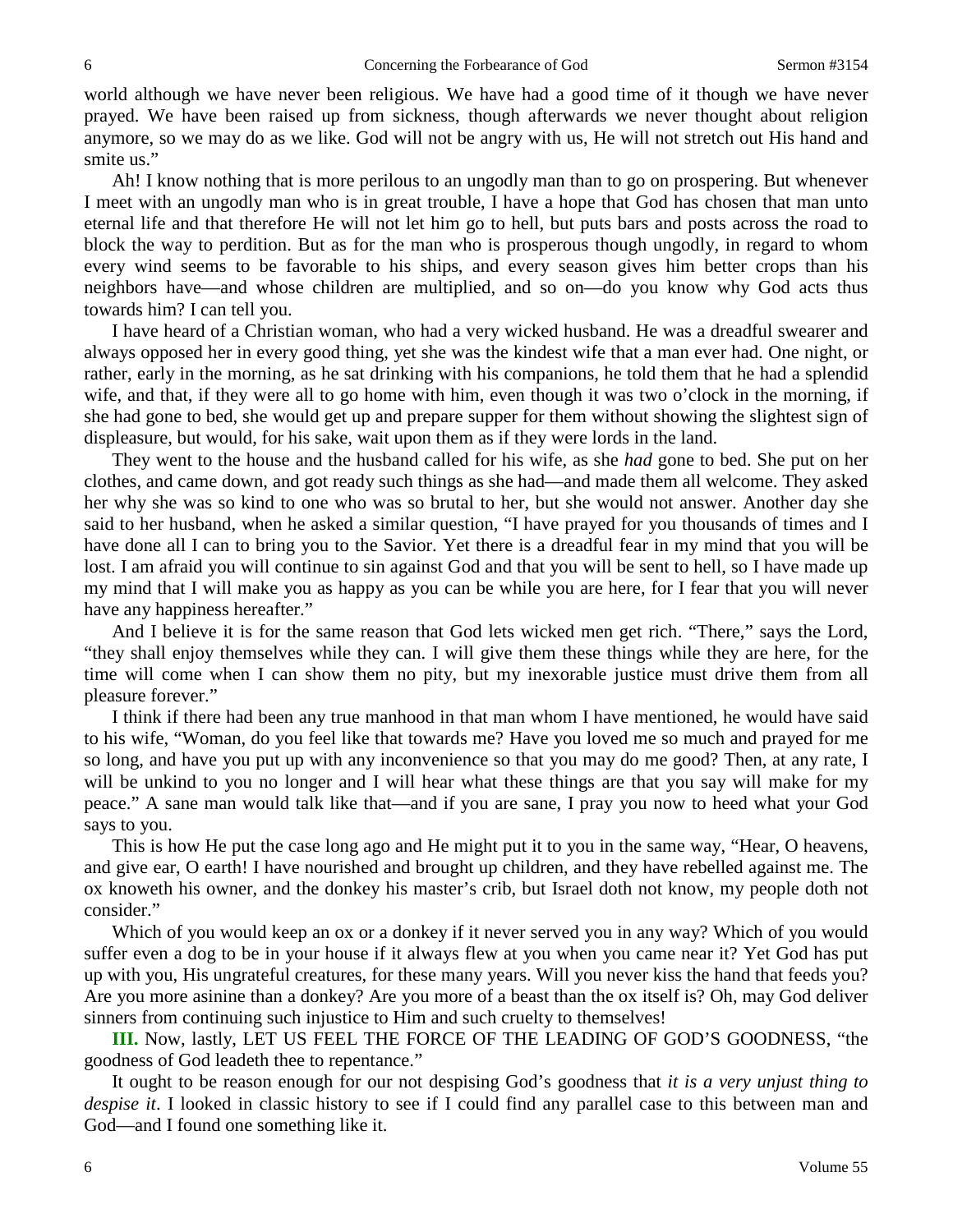world although we have never been religious. We have had a good time of it though we have never prayed. We have been raised up from sickness, though afterwards we never thought about religion anymore, so we may do as we like. God will not be angry with us, He will not stretch out His hand and smite us."

Ah! I know nothing that is more perilous to an ungodly man than to go on prospering. But whenever I meet with an ungodly man who is in great trouble, I have a hope that God has chosen that man unto eternal life and that therefore He will not let him go to hell, but puts bars and posts across the road to block the way to perdition. But as for the man who is prosperous though ungodly, in regard to whom every wind seems to be favorable to his ships, and every season gives him better crops than his neighbors have—and whose children are multiplied, and so on—do you know why God acts thus towards him? I can tell you.

I have heard of a Christian woman, who had a very wicked husband. He was a dreadful swearer and always opposed her in every good thing, yet she was the kindest wife that a man ever had. One night, or rather, early in the morning, as he sat drinking with his companions, he told them that he had a splendid wife, and that, if they were all to go home with him, even though it was two o'clock in the morning, if she had gone to bed, she would get up and prepare supper for them without showing the slightest sign of displeasure, but would, for his sake, wait upon them as if they were lords in the land.

They went to the house and the husband called for his wife, as she *had* gone to bed. She put on her clothes, and came down, and got ready such things as she had—and made them all welcome. They asked her why she was so kind to one who was so brutal to her, but she would not answer. Another day she said to her husband, when he asked a similar question, "I have prayed for you thousands of times and I have done all I can to bring you to the Savior. Yet there is a dreadful fear in my mind that you will be lost. I am afraid you will continue to sin against God and that you will be sent to hell, so I have made up my mind that I will make you as happy as you can be while you are here, for I fear that you will never have any happiness hereafter."

And I believe it is for the same reason that God lets wicked men get rich. "There," says the Lord, "they shall enjoy themselves while they can. I will give them these things while they are here, for the time will come when I can show them no pity, but my inexorable justice must drive them from all pleasure forever."

I think if there had been any true manhood in that man whom I have mentioned, he would have said to his wife, "Woman, do you feel like that towards me? Have you loved me so much and prayed for me so long, and have you put up with any inconvenience so that you may do me good? Then, at any rate, I will be unkind to you no longer and I will hear what these things are that you say will make for my peace." A sane man would talk like that—and if you are sane, I pray you now to heed what your God says to you.

This is how He put the case long ago and He might put it to you in the same way, "Hear, O heavens, and give ear, O earth! I have nourished and brought up children, and they have rebelled against me. The ox knoweth his owner, and the donkey his master's crib, but Israel doth not know, my people doth not consider."

Which of you would keep an ox or a donkey if it never served you in any way? Which of you would suffer even a dog to be in your house if it always flew at you when you came near it? Yet God has put up with you, His ungrateful creatures, for these many years. Will you never kiss the hand that feeds you? Are you more asinine than a donkey? Are you more of a beast than the ox itself is? Oh, may God deliver sinners from continuing such injustice to Him and such cruelty to themselves!

**III.** Now, lastly, LET US FEEL THE FORCE OF THE LEADING OF GOD'S GOODNESS, "the goodness of God leadeth thee to repentance."

It ought to be reason enough for our not despising God's goodness that *it is a very unjust thing to despise it*. I looked in classic history to see if I could find any parallel case to this between man and God—and I found one something like it.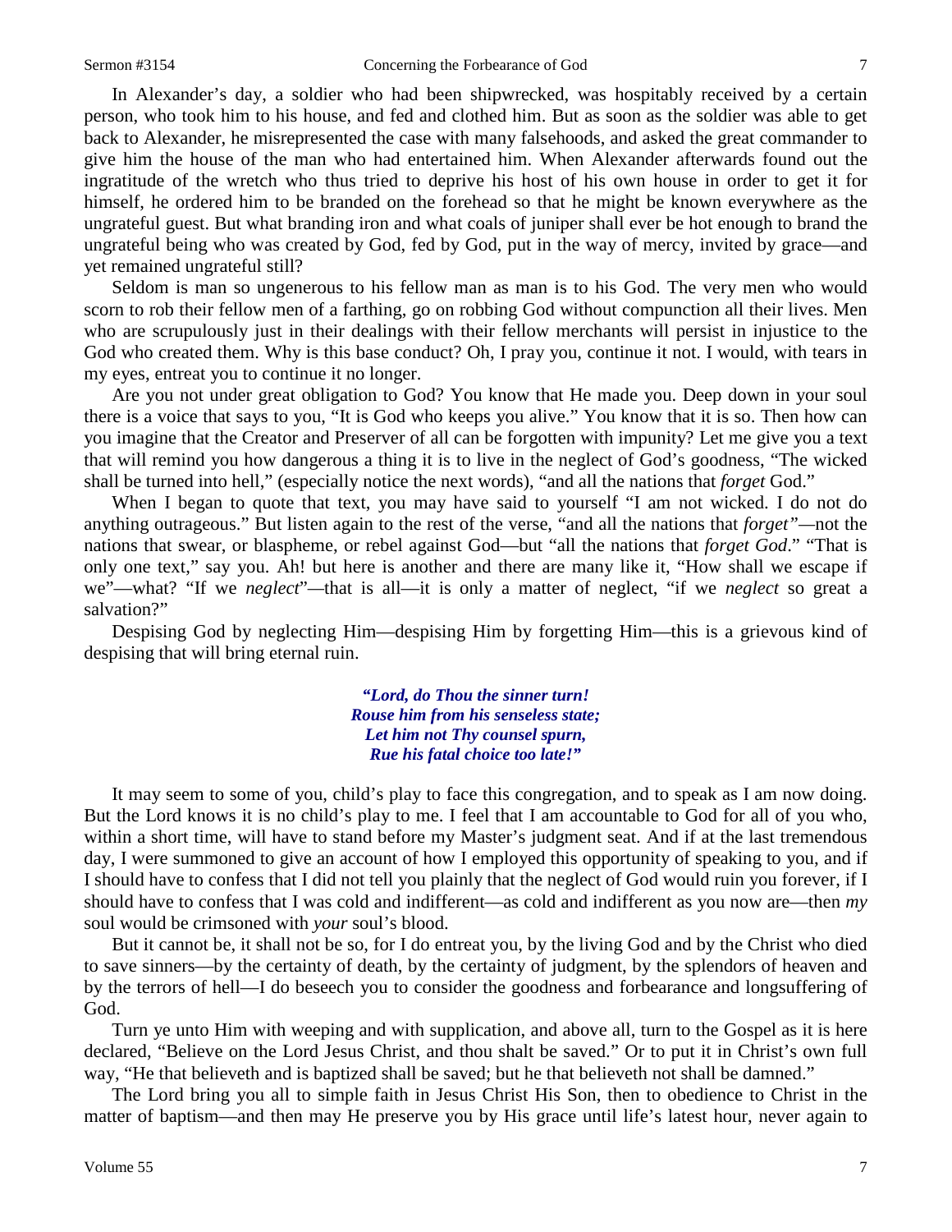In Alexander's day, a soldier who had been shipwrecked, was hospitably received by a certain person, who took him to his house, and fed and clothed him. But as soon as the soldier was able to get back to Alexander, he misrepresented the case with many falsehoods, and asked the great commander to give him the house of the man who had entertained him. When Alexander afterwards found out the ingratitude of the wretch who thus tried to deprive his host of his own house in order to get it for himself, he ordered him to be branded on the forehead so that he might be known everywhere as the ungrateful guest. But what branding iron and what coals of juniper shall ever be hot enough to brand the ungrateful being who was created by God, fed by God, put in the way of mercy, invited by grace—and yet remained ungrateful still?

Seldom is man so ungenerous to his fellow man as man is to his God. The very men who would scorn to rob their fellow men of a farthing, go on robbing God without compunction all their lives. Men who are scrupulously just in their dealings with their fellow merchants will persist in injustice to the God who created them. Why is this base conduct? Oh, I pray you, continue it not. I would, with tears in my eyes, entreat you to continue it no longer.

Are you not under great obligation to God? You know that He made you. Deep down in your soul there is a voice that says to you, "It is God who keeps you alive." You know that it is so. Then how can you imagine that the Creator and Preserver of all can be forgotten with impunity? Let me give you a text that will remind you how dangerous a thing it is to live in the neglect of God's goodness, "The wicked shall be turned into hell," (especially notice the next words), "and all the nations that *forget* God."

When I began to quote that text, you may have said to yourself "I am not wicked. I do not do anything outrageous." But listen again to the rest of the verse, "and all the nations that *forget"*—not the nations that swear, or blaspheme, or rebel against God—but "all the nations that *forget God*." "That is only one text," say you. Ah! but here is another and there are many like it, "How shall we escape if we"—what? "If we *neglect*"—that is all—it is only a matter of neglect, "if we *neglect* so great a salvation?"

Despising God by neglecting Him—despising Him by forgetting Him—this is a grievous kind of despising that will bring eternal ruin.

> ***"Lord, do Thou the sinner turn!***
> ***Rouse him from his senseless state;***
> ***Let him not Thy counsel spurn,***
> ***Rue his fatal choice too late!"***

It may seem to some of you, child's play to face this congregation, and to speak as I am now doing. But the Lord knows it is no child's play to me. I feel that I am accountable to God for all of you who, within a short time, will have to stand before my Master's judgment seat. And if at the last tremendous day, I were summoned to give an account of how I employed this opportunity of speaking to you, and if I should have to confess that I did not tell you plainly that the neglect of God would ruin you forever, if I should have to confess that I was cold and indifferent—as cold and indifferent as you now are—then *my* soul would be crimsoned with *your* soul's blood.

But it cannot be, it shall not be so, for I do entreat you, by the living God and by the Christ who died to save sinners—by the certainty of death, by the certainty of judgment, by the splendors of heaven and by the terrors of hell—I do beseech you to consider the goodness and forbearance and longsuffering of God.

Turn ye unto Him with weeping and with supplication, and above all, turn to the Gospel as it is here declared, "Believe on the Lord Jesus Christ, and thou shalt be saved." Or to put it in Christ's own full way, "He that believeth and is baptized shall be saved; but he that believeth not shall be damned."

The Lord bring you all to simple faith in Jesus Christ His Son, then to obedience to Christ in the matter of baptism—and then may He preserve you by His grace until life's latest hour, never again to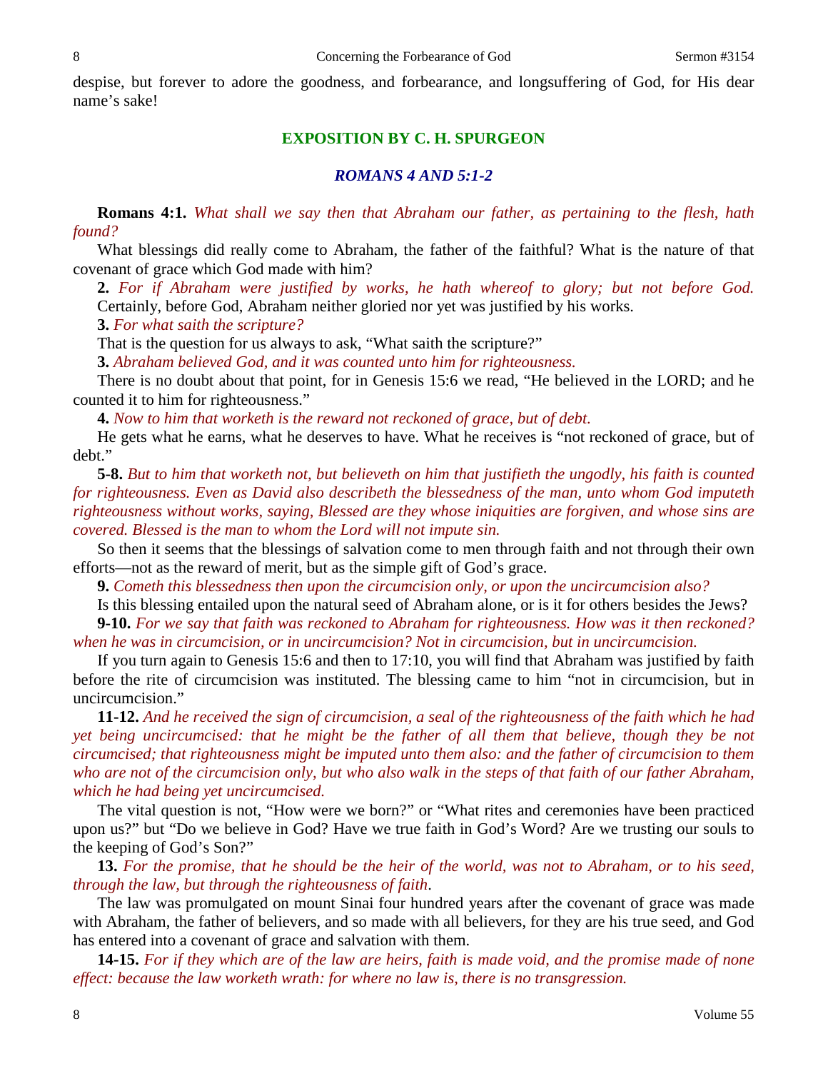despise, but forever to adore the goodness, and forbearance, and longsuffering of God, for His dear name's sake!

## EXPOSITION BY C. H. SPURGEON

### *ROMANS 4 AND 5:1-2*

**Romans 4:1.** *What shall we say then that Abraham our father, as pertaining to the flesh, hath found?*

What blessings did really come to Abraham, the father of the faithful? What is the nature of that covenant of grace which God made with him?

**2.** *For if Abraham were justified by works, he hath whereof to glory; but not before God.* Certainly, before God, Abraham neither gloried nor yet was justified by his works.

**3.** *For what saith the scripture?*

That is the question for us always to ask, "What saith the scripture?"

**3.** *Abraham believed God, and it was counted unto him for righteousness.*

There is no doubt about that point, for in Genesis 15:6 we read, "He believed in the LORD; and he counted it to him for righteousness."

**4.** *Now to him that worketh is the reward not reckoned of grace, but of debt.*

He gets what he earns, what he deserves to have. What he receives is "not reckoned of grace, but of debt."

**5-8.** *But to him that worketh not, but believeth on him that justifieth the ungodly, his faith is counted for righteousness. Even as David also describeth the blessedness of the man, unto whom God imputeth righteousness without works, saying, Blessed are they whose iniquities are forgiven, and whose sins are covered. Blessed is the man to whom the Lord will not impute sin.*

So then it seems that the blessings of salvation come to men through faith and not through their own efforts—not as the reward of merit, but as the simple gift of God's grace.

**9.** *Cometh this blessedness then upon the circumcision only, or upon the uncircumcision also?*

Is this blessing entailed upon the natural seed of Abraham alone, or is it for others besides the Jews?

**9-10.** *For we say that faith was reckoned to Abraham for righteousness. How was it then reckoned? when he was in circumcision, or in uncircumcision? Not in circumcision, but in uncircumcision.*

If you turn again to Genesis 15:6 and then to 17:10, you will find that Abraham was justified by faith before the rite of circumcision was instituted. The blessing came to him "not in circumcision, but in uncircumcision."

**11-12.** *And he received the sign of circumcision, a seal of the righteousness of the faith which he had yet being uncircumcised: that he might be the father of all them that believe, though they be not circumcised; that righteousness might be imputed unto them also: and the father of circumcision to them who are not of the circumcision only, but who also walk in the steps of that faith of our father Abraham, which he had being yet uncircumcised.*

The vital question is not, "How were we born?" or "What rites and ceremonies have been practiced upon us?" but "Do we believe in God? Have we true faith in God's Word? Are we trusting our souls to the keeping of God's Son?"

**13.** *For the promise, that he should be the heir of the world, was not to Abraham, or to his seed, through the law, but through the righteousness of faith*.

The law was promulgated on mount Sinai four hundred years after the covenant of grace was made with Abraham, the father of believers, and so made with all believers, for they are his true seed, and God has entered into a covenant of grace and salvation with them.

**14-15.** *For if they which are of the law are heirs, faith is made void, and the promise made of none effect: because the law worketh wrath: for where no law is, there is no transgression.*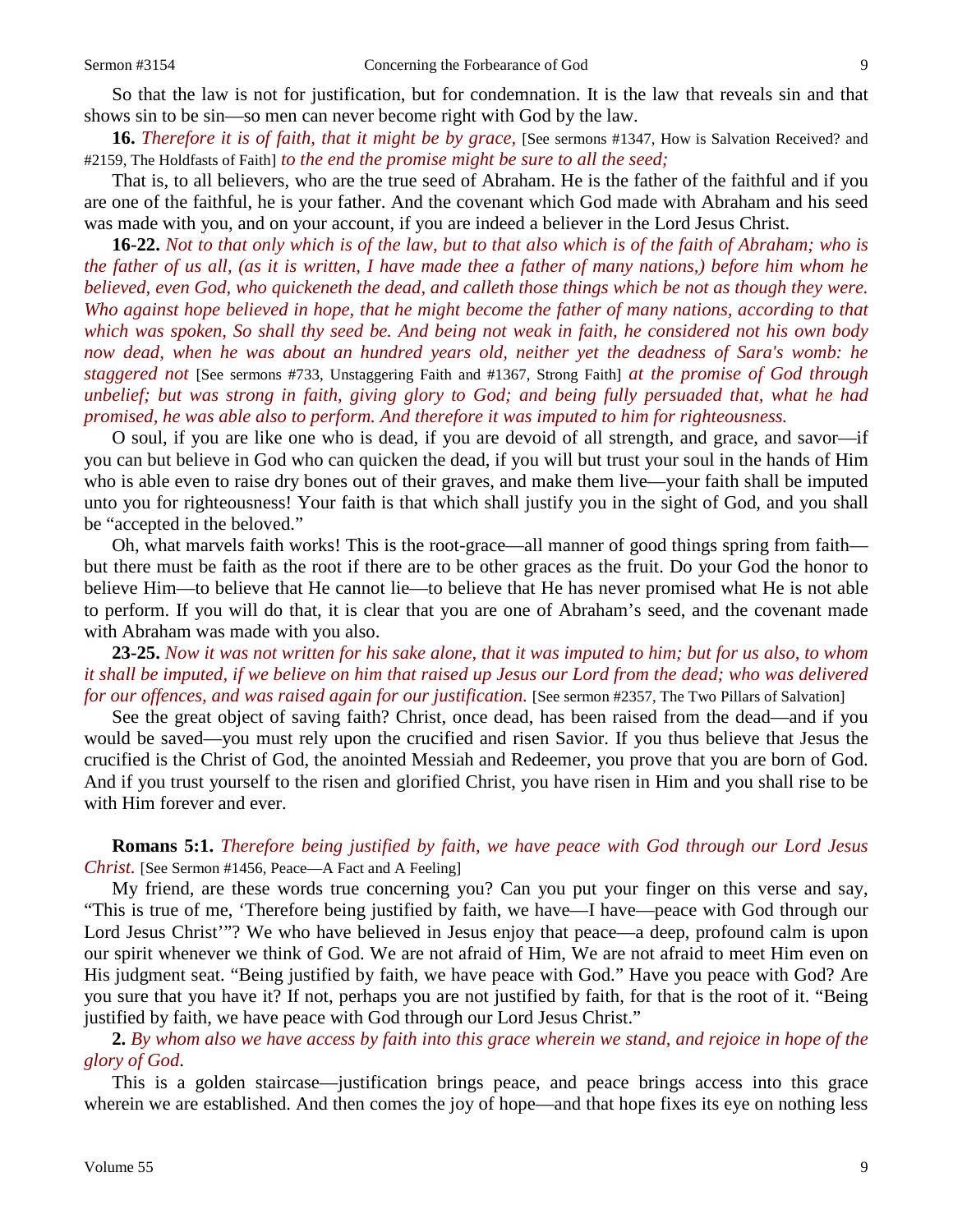So that the law is not for justification, but for condemnation. It is the law that reveals sin and that shows sin to be sin—so men can never become right with God by the law.

**16.** *Therefore it is of faith, that it might be by grace,* [See sermons #1347, How is Salvation Received? and #2159, The Holdfasts of Faith] *to the end the promise might be sure to all the seed;*

That is, to all believers, who are the true seed of Abraham. He is the father of the faithful and if you are one of the faithful, he is your father. And the covenant which God made with Abraham and his seed was made with you, and on your account, if you are indeed a believer in the Lord Jesus Christ.

**16-22.** *Not to that only which is of the law, but to that also which is of the faith of Abraham; who is the father of us all, (as it is written, I have made thee a father of many nations,) before him whom he believed, even God, who quickeneth the dead, and calleth those things which be not as though they were. Who against hope believed in hope, that he might become the father of many nations, according to that which was spoken, So shall thy seed be. And being not weak in faith, he considered not his own body now dead, when he was about an hundred years old, neither yet the deadness of Sara's womb: he staggered not* [See sermons #733, Unstaggering Faith and #1367, Strong Faith] *at the promise of God through unbelief; but was strong in faith, giving glory to God; and being fully persuaded that, what he had promised, he was able also to perform. And therefore it was imputed to him for righteousness.*

O soul, if you are like one who is dead, if you are devoid of all strength, and grace, and savor—if you can but believe in God who can quicken the dead, if you will but trust your soul in the hands of Him who is able even to raise dry bones out of their graves, and make them live—your faith shall be imputed unto you for righteousness! Your faith is that which shall justify you in the sight of God, and you shall be "accepted in the beloved."

Oh, what marvels faith works! This is the root-grace—all manner of good things spring from faith—but there must be faith as the root if there are to be other graces as the fruit. Do your God the honor to believe Him—to believe that He cannot lie—to believe that He has never promised what He is not able to perform. If you will do that, it is clear that you are one of Abraham's seed, and the covenant made with Abraham was made with you also.

**23-25.** *Now it was not written for his sake alone, that it was imputed to him; but for us also, to whom it shall be imputed, if we believe on him that raised up Jesus our Lord from the dead; who was delivered for our offences, and was raised again for our justification.* [See sermon #2357, The Two Pillars of Salvation]

See the great object of saving faith? Christ, once dead, has been raised from the dead—and if you would be saved—you must rely upon the crucified and risen Savior. If you thus believe that Jesus the crucified is the Christ of God, the anointed Messiah and Redeemer, you prove that you are born of God. And if you trust yourself to the risen and glorified Christ, you have risen in Him and you shall rise to be with Him forever and ever.

**Romans 5:1.** *Therefore being justified by faith, we have peace with God through our Lord Jesus Christ.* [See Sermon #1456, Peace—A Fact and A Feeling]

My friend, are these words true concerning you? Can you put your finger on this verse and say, "This is true of me, 'Therefore being justified by faith, we have—I have—peace with God through our Lord Jesus Christ'"? We who have believed in Jesus enjoy that peace—a deep, profound calm is upon our spirit whenever we think of God. We are not afraid of Him, We are not afraid to meet Him even on His judgment seat. "Being justified by faith, we have peace with God." Have you peace with God? Are you sure that you have it? If not, perhaps you are not justified by faith, for that is the root of it. "Being justified by faith, we have peace with God through our Lord Jesus Christ."

**2.** *By whom also we have access by faith into this grace wherein we stand, and rejoice in hope of the glory of God.*

This is a golden staircase—justification brings peace, and peace brings access into this grace wherein we are established. And then comes the joy of hope—and that hope fixes its eye on nothing less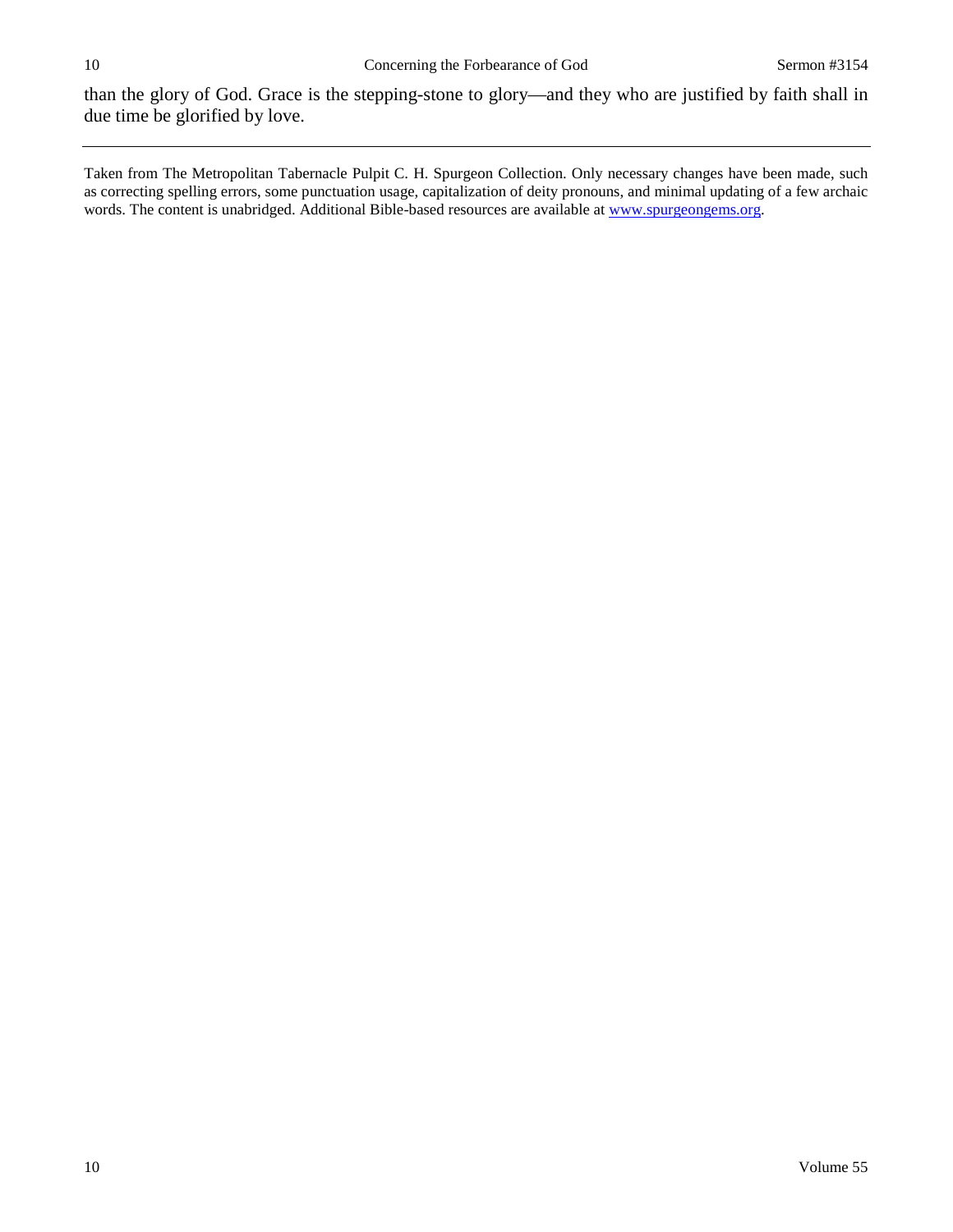than the glory of God. Grace is the stepping-stone to glory—and they who are justified by faith shall in due time be glorified by love.

---

Taken from The Metropolitan Tabernacle Pulpit C. H. Spurgeon Collection. Only necessary changes have been made, such as correcting spelling errors, some punctuation usage, capitalization of deity pronouns, and minimal updating of a few archaic words. The content is unabridged. Additional Bible-based resources are available at [www.spurgeongems.org](http://www.spurgeongems.org).